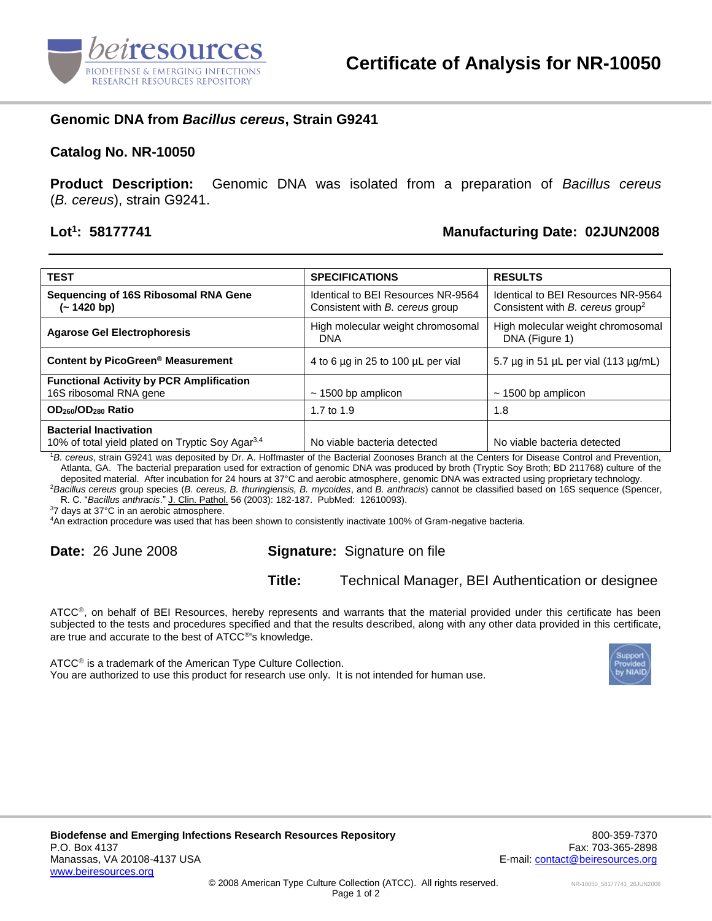# Certificate of Analysis for NR-10050

## Genomic DNA from *Bacillus cereus*, Strain G9241

## Catalog No. NR-10050

**Product Description:** Genomic DNA was isolated from a preparation of *Bacillus cereus* (*B. cereus*), strain G9241.

**Lot[1]: 58177741** **Manufacturing Date: 02JUN2008**

| TEST | SPECIFICATIONS | RESULTS |
|---|---|---|
| **Sequencing of 16S Ribosomal RNA Gene (~ 1420 bp)** | Identical to BEI Resources NR-9564 Consistent with *B. cereus* group | Identical to BEI Resources NR-9564 Consistent with *B. cereus* group[2] |
| **Agarose Gel Electrophoresis** | High molecular weight chromosomal DNA | High molecular weight chromosomal DNA (Figure 1) |
| **Content by PicoGreen® Measurement** | 4 to 6 µg in 25 to 100 µL per vial | 5.7 µg in 51 µL per vial (113 µg/mL) |
| **Functional Activity by PCR Amplification** 16S ribosomal RNA gene | ~ 1500 bp amplicon | ~ 1500 bp amplicon |
| **$OD_{260}/OD_{280}$ Ratio** | 1.7 to 1.9 | 1.8 |
| **Bacterial Inactivation** 10% of total yield plated on Tryptic Soy Agar[3,4] | No viable bacteria detected | No viable bacteria detected |

[1]*B. cereus*, strain G9241 was deposited by Dr. A. Hoffmaster of the Bacterial Zoonoses Branch at the Centers for Disease Control and Prevention, Atlanta, GA. The bacterial preparation used for extraction of genomic DNA was produced by broth (Tryptic Soy Broth; BD 211768) culture of the deposited material. After incubation for 24 hours at 37°C and aerobic atmosphere, genomic DNA was extracted using proprietary technology.

[2]*Bacillus cereus* group species (*B. cereus, B. thuringiensis, B. mycoides*, and *B. anthracis*) cannot be classified based on 16S sequence (Spencer, R. C. "*Bacillus anthracis*." J. Clin. Pathol. 56 (2003): 182-187. PubMed: 12610093).

[3]7 days at 37°C in an aerobic atmosphere.

[4]An extraction procedure was used that has been shown to consistently inactivate 100% of Gram-negative bacteria.

**Date:** 26 June 2008 **Signature:** Signature on file

**Title:** Technical Manager, BEI Authentication or designee

ATCC®, on behalf of BEI Resources, hereby represents and warrants that the material provided under this certificate has been subjected to the tests and procedures specified and that the results described, along with any other data provided in this certificate, are true and accurate to the best of ATCC®'s knowledge.

ATCC® is a trademark of the American Type Culture Collection.
You are authorized to use this product for research use only. It is not intended for human use.

**Biodefense and Emerging Infections Research Resources Repository**
P.O. Box 4137
Manassas, VA 20108-4137 USA
www.beiresources.org

800-359-7370
Fax: 703-365-2898
E-mail: contact@beiresources.org

© 2008 American Type Culture Collection (ATCC). All rights reserved.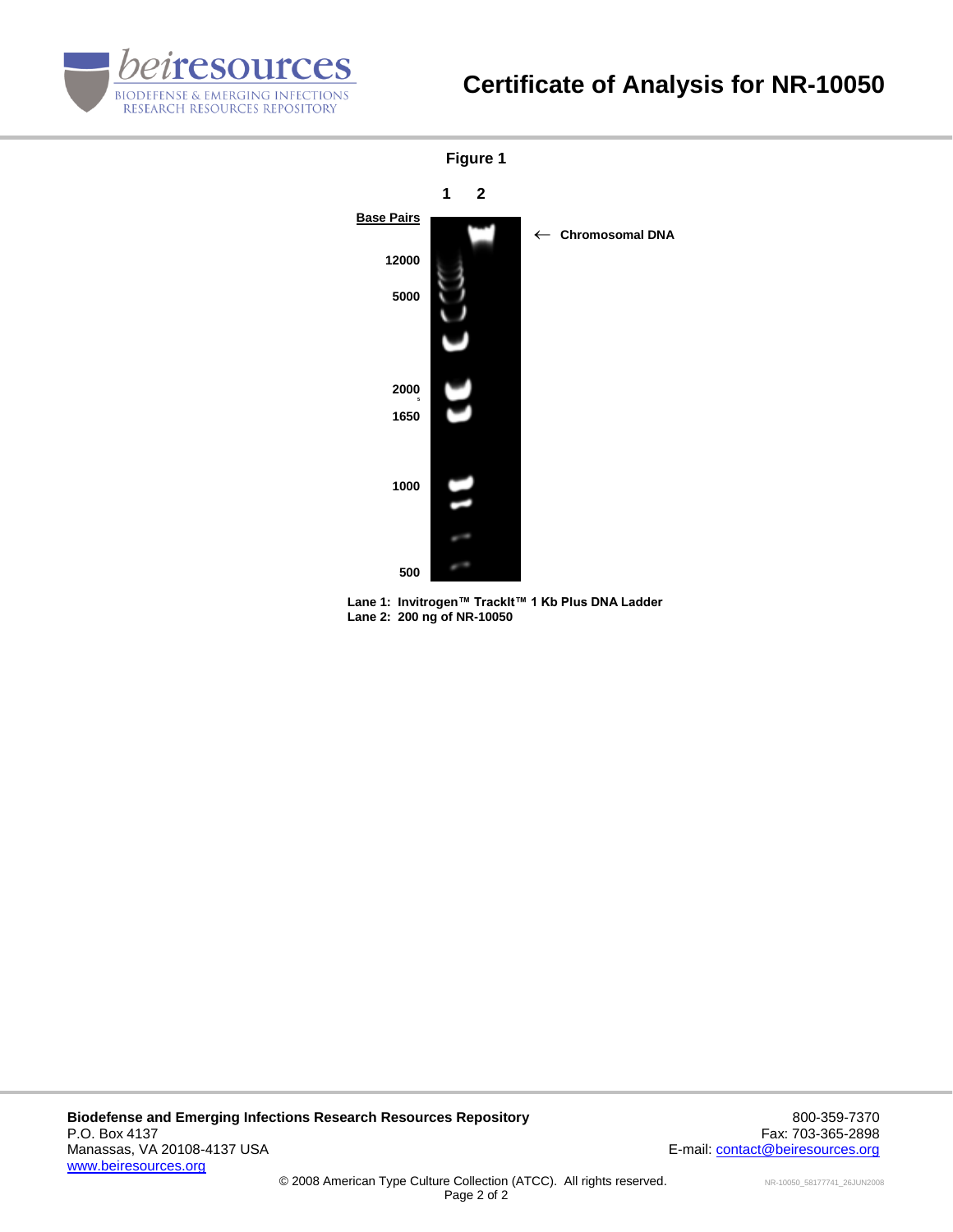# Certificate of Analysis for NR-10050

**Figure 1**

1 2

Base Pairs

12000

5000

2000

1650

1000

500

← Chromosomal DNA

**Lane 1: Invitrogen™ TrackIt™ 1 Kb Plus DNA Ladder**
**Lane 2: 200 ng of NR-10050**

**Biodefense and Emerging Infections Research Resources Repository**
P.O. Box 4137
Manassas, VA 20108-4137 USA
www.beiresources.org

800-359-7370
Fax: 703-365-2898
E-mail: contact@beiresources.org

© 2008 American Type Culture Collection (ATCC). All rights reserved.

NR-10050_58177741_26JUN2008